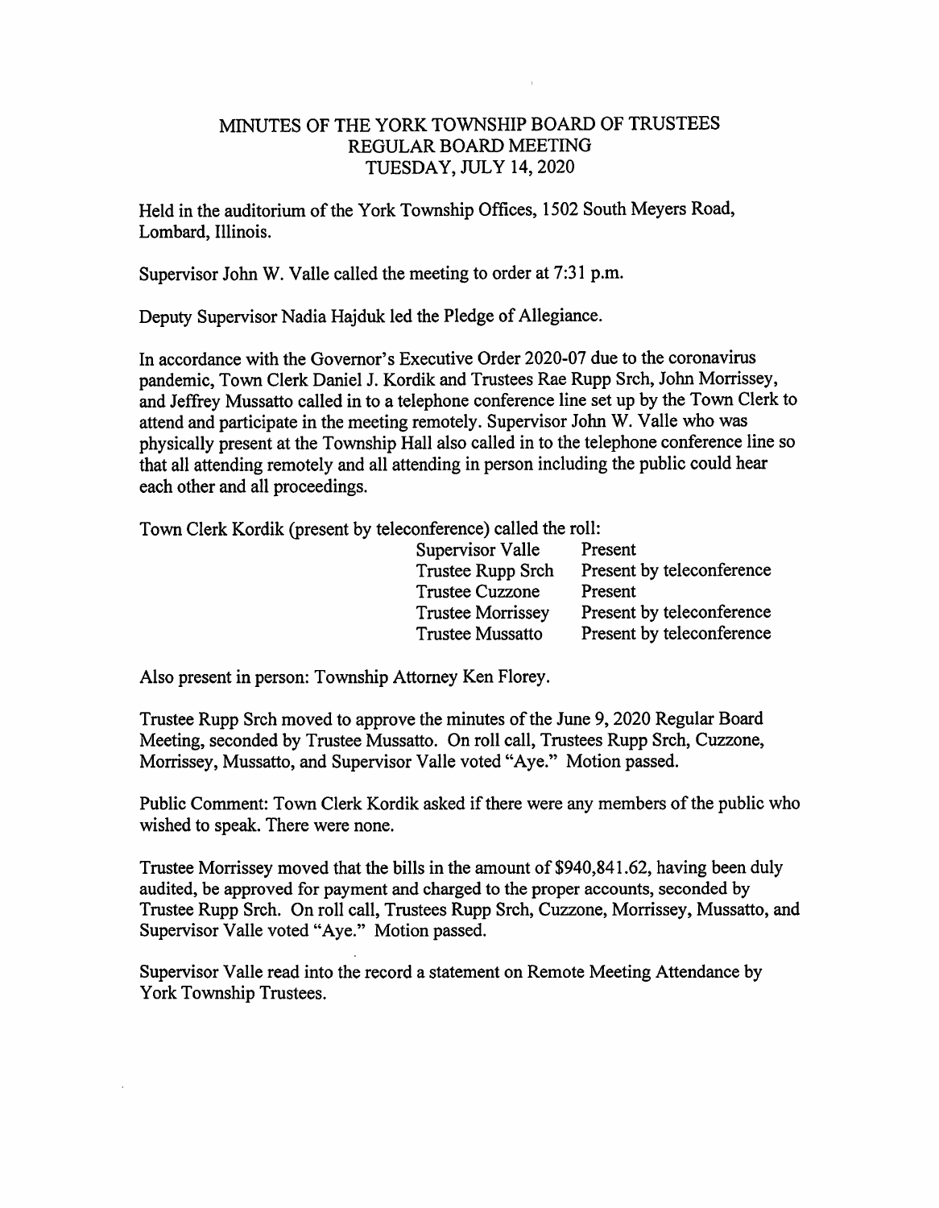# MINUTES OF THE YORK TOWNSHIP BOARD OF TRUSTEES
## REGULAR BOARD MEETING
## TUESDAY, JULY 14, 2020

Held in the auditorium of the York Township Offices, 1502 South Meyers Road, Lombard, Illinois.

Supervisor John W. Valle called the meeting to order at 7:31 p.m.

Deputy Supervisor Nadia Hajduk led the Pledge of Allegiance.

In accordance with the Governor's Executive Order 2020-07 due to the coronavirus pandemic, Town Clerk Daniel J. Kordik and Trustees Rae Rupp Srch, John Morrissey, and Jeffrey Mussatto called in to a telephone conference line set up by the Town Clerk to attend and participate in the meeting remotely. Supervisor John W. Valle who was physically present at the Township Hall also called in to the telephone conference line so that all attending remotely and all attending in person including the public could hear each other and all proceedings.

Town Clerk Kordik (present by teleconference) called the roll:

| | |
|---|---|
| Supervisor Valle | Present |
| Trustee Rupp Srch | Present by teleconference |
| Trustee Cuzzone | Present |
| Trustee Morrissey | Present by teleconference |
| Trustee Mussatto | Present by teleconference |

Also present in person: Township Attorney Ken Florey.

Trustee Rupp Srch moved to approve the minutes of the June 9, 2020 Regular Board Meeting, seconded by Trustee Mussatto. On roll call, Trustees Rupp Srch, Cuzzone, Morrissey, Mussatto, and Supervisor Valle voted "Aye." Motion passed.

Public Comment: Town Clerk Kordik asked if there were any members of the public who wished to speak. There were none.

Trustee Morrissey moved that the bills in the amount of $940,841.62, having been duly audited, be approved for payment and charged to the proper accounts, seconded by Trustee Rupp Srch. On roll call, Trustees Rupp Srch, Cuzzone, Morrissey, Mussatto, and Supervisor Valle voted "Aye." Motion passed.

Supervisor Valle read into the record a statement on Remote Meeting Attendance by York Township Trustees.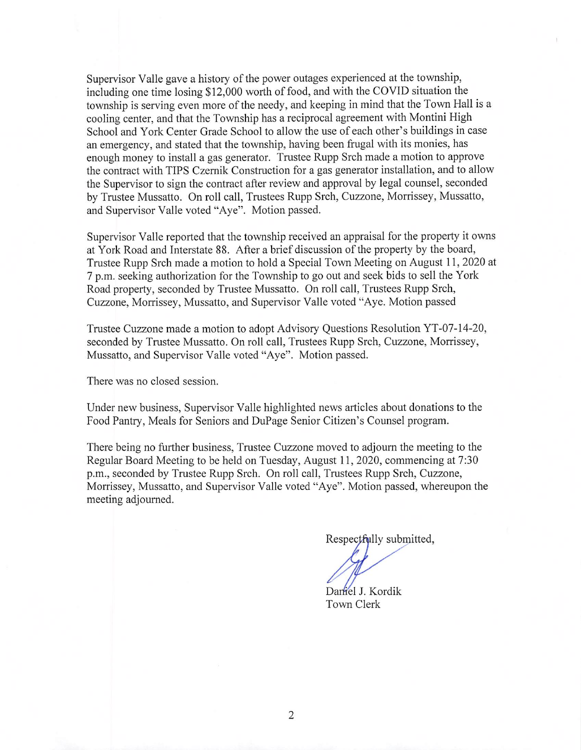Supervisor Valle gave a history of the power outages experienced at the township, including one time losing $12,000 worth of food, and with the COVID situation the township is serving even more of the needy, and keeping in mind that the Town Hall is a cooling center, and that the Township has a reciprocal agreement with Montini High School and York Center Grade School to allow the use of each other's buildings in case an emergency, and stated that the township, having been frugal with its monies, has enough money to install a gas generator. Trustee Rupp Srch made a motion to approve the contract with TIPS Czernik Construction for a gas generator installation, and to allow the Supervisor to sign the contract after review and approval by legal counsel, seconded by Trustee Mussatto. On roll call, Trustees Rupp Srch, Cuzzone, Morrissey, Mussatto, and Supervisor Valle voted "Aye". Motion passed.

Supervisor Valle reported that the township received an appraisal for the property it owns at York Road and Interstate 88. After a brief discussion of the property by the board, Trustee Rupp Srch made a motion to hold a Special Town Meeting on August 11, 2020 at 7 p.m. seeking authorization for the Township to go out and seek bids to sell the York Road property, seconded by Trustee Mussatto. On roll call, Trustees Rupp Srch, Cuzzone, Morrissey, Mussatto, and Supervisor Valle voted "Aye. Motion passed

Trustee Cuzzone made a motion to adopt Advisory Questions Resolution YT-07-14-20, seconded by Trustee Mussatto. On roll call, Trustees Rupp Srch, Cuzzone, Morrissey, Mussatto, and Supervisor Valle voted "Aye". Motion passed.

There was no closed session.

Under new business, Supervisor Valle highlighted news articles about donations to the Food Pantry, Meals for Seniors and DuPage Senior Citizen's Counsel program.

There being no further business, Trustee Cuzzone moved to adjourn the meeting to the Regular Board Meeting to be held on Tuesday, August 11, 2020, commencing at 7:30 p.m., seconded by Trustee Rupp Srch. On roll call, Trustees Rupp Srch, Cuzzone, Morrissey, Mussatto, and Supervisor Valle voted "Aye". Motion passed, whereupon the meeting adjourned.

Respectfully submitted,

Daniel J. Kordik
Town Clerk